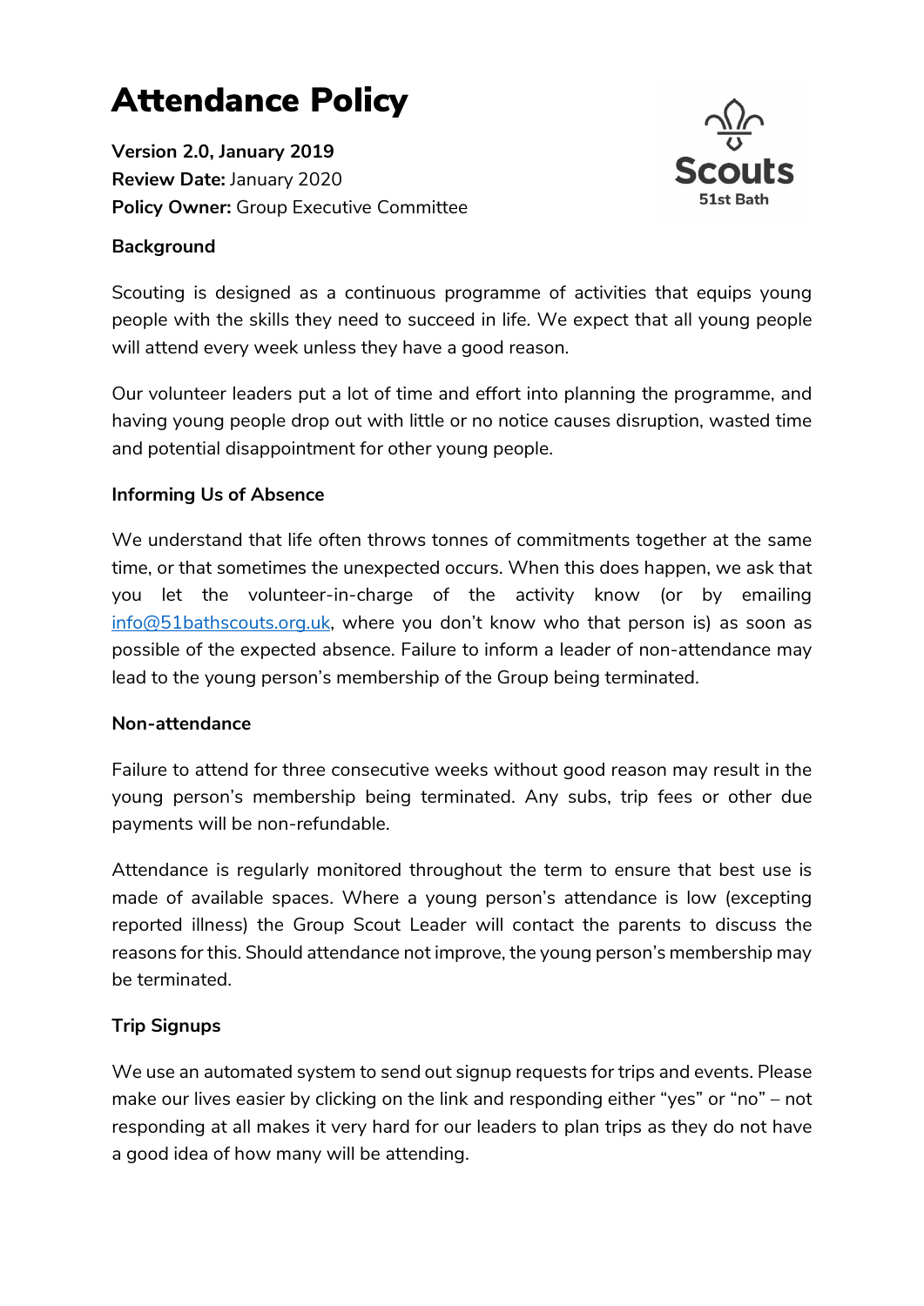# Attendance Policy

**Version 2.0, January 2019**
**Review Date:** January 2020
**Policy Owner:** Group Executive Committee

**Background**

Scouting is designed as a continuous programme of activities that equips young people with the skills they need to succeed in life. We expect that all young people will attend every week unless they have a good reason.

Our volunteer leaders put a lot of time and effort into planning the programme, and having young people drop out with little or no notice causes disruption, wasted time and potential disappointment for other young people.

**Informing Us of Absence**

We understand that life often throws tonnes of commitments together at the same time, or that sometimes the unexpected occurs. When this does happen, we ask that you let the volunteer-in-charge of the activity know (or by emailing [info@51bathscouts.org.uk](mailto:info@51bathscouts.org.uk), where you don't know who that person is) as soon as possible of the expected absence. Failure to inform a leader of non-attendance may lead to the young person's membership of the Group being terminated.

**Non-attendance**

Failure to attend for three consecutive weeks without good reason may result in the young person's membership being terminated. Any subs, trip fees or other due payments will be non-refundable.

Attendance is regularly monitored throughout the term to ensure that best use is made of available spaces. Where a young person's attendance is low (excepting reported illness) the Group Scout Leader will contact the parents to discuss the reasons for this. Should attendance not improve, the young person's membership may be terminated.

**Trip Signups**

We use an automated system to send out signup requests for trips and events. Please make our lives easier by clicking on the link and responding either "yes" or "no" – not responding at all makes it very hard for our leaders to plan trips as they do not have a good idea of how many will be attending.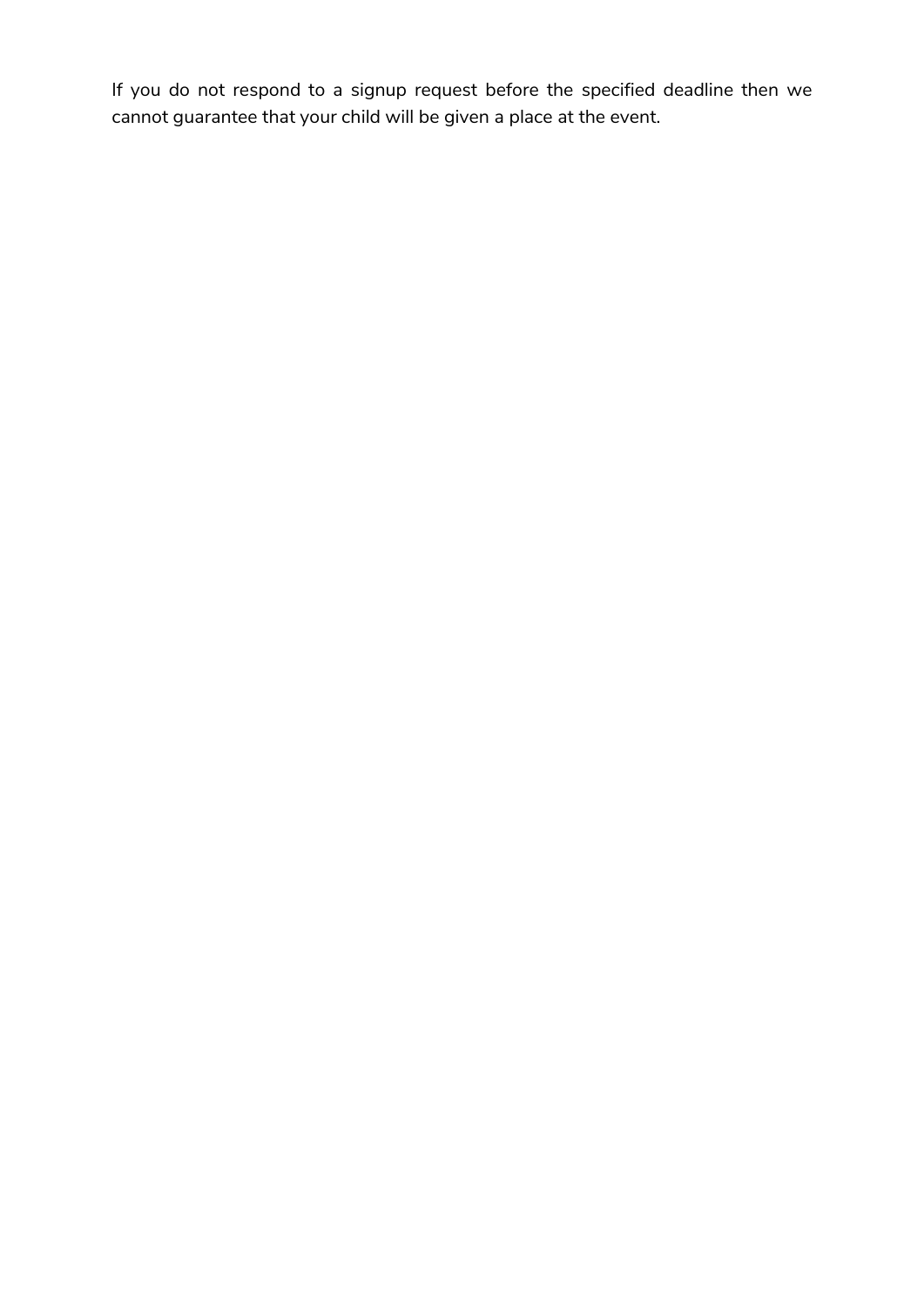If you do not respond to a signup request before the specified deadline then we cannot guarantee that your child will be given a place at the event.